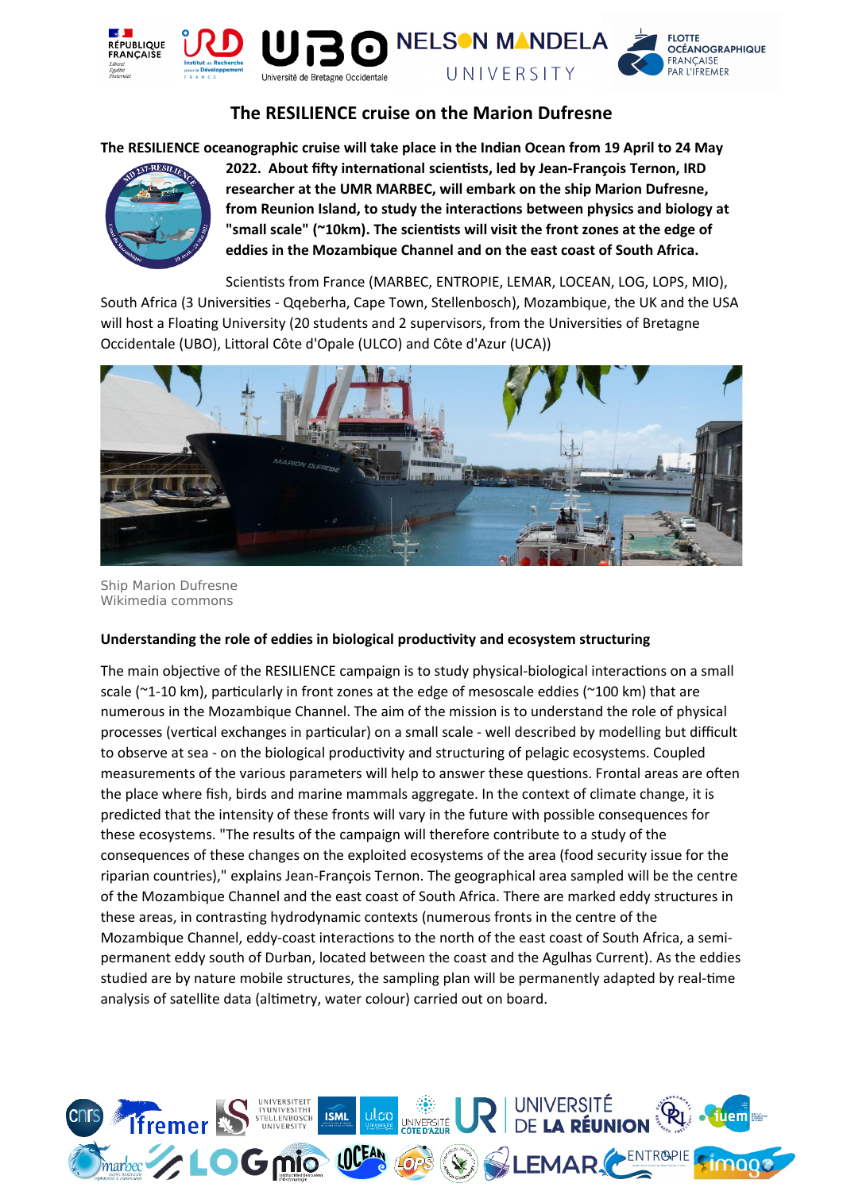# The RESILIENCE cruise on the Marion Dufresne

**The RESILIENCE oceanographic cruise will take place in the Indian Ocean from 19 April to 24 May 2022. About fifty international scientists, led by Jean-François Ternon, IRD researcher at the UMR MARBEC, will embark on the ship Marion Dufresne, from Reunion Island, to study the interactions between physics and biology at "small scale" (~10km). The scientists will visit the front zones at the edge of eddies in the Mozambique Channel and on the east coast of South Africa.**

Scientists from France (MARBEC, ENTROPIE, LEMAR, LOCEAN, LOG, LOPS, MIO), South Africa (3 Universities - Qqeberha, Cape Town, Stellenbosch), Mozambique, the UK and the USA will host a Floating University (20 students and 2 supervisors, from the Universities of Bretagne Occidentale (UBO), Littoral Côte d'Opale (ULCO) and Côte d'Azur (UCA))

Ship Marion Dufresne
Wikimedia commons

**Understanding the role of eddies in biological productivity and ecosystem structuring**

The main objective of the RESILIENCE campaign is to study physical-biological interactions on a small scale (~1-10 km), particularly in front zones at the edge of mesoscale eddies (~100 km) that are numerous in the Mozambique Channel. The aim of the mission is to understand the role of physical processes (vertical exchanges in particular) on a small scale - well described by modelling but difficult to observe at sea - on the biological productivity and structuring of pelagic ecosystems. Coupled measurements of the various parameters will help to answer these questions. Frontal areas are often the place where fish, birds and marine mammals aggregate. In the context of climate change, it is predicted that the intensity of these fronts will vary in the future with possible consequences for these ecosystems. "The results of the campaign will therefore contribute to a study of the consequences of these changes on the exploited ecosystems of the area (food security issue for the riparian countries)," explains Jean-François Ternon. The geographical area sampled will be the centre of the Mozambique Channel and the east coast of South Africa. There are marked eddy structures in these areas, in contrasting hydrodynamic contexts (numerous fronts in the centre of the Mozambique Channel, eddy-coast interactions to the north of the east coast of South Africa, a semi-permanent eddy south of Durban, located between the coast and the Agulhas Current). As the eddies studied are by nature mobile structures, the sampling plan will be permanently adapted by real-time analysis of satellite data (altimetry, water colour) carried out on board.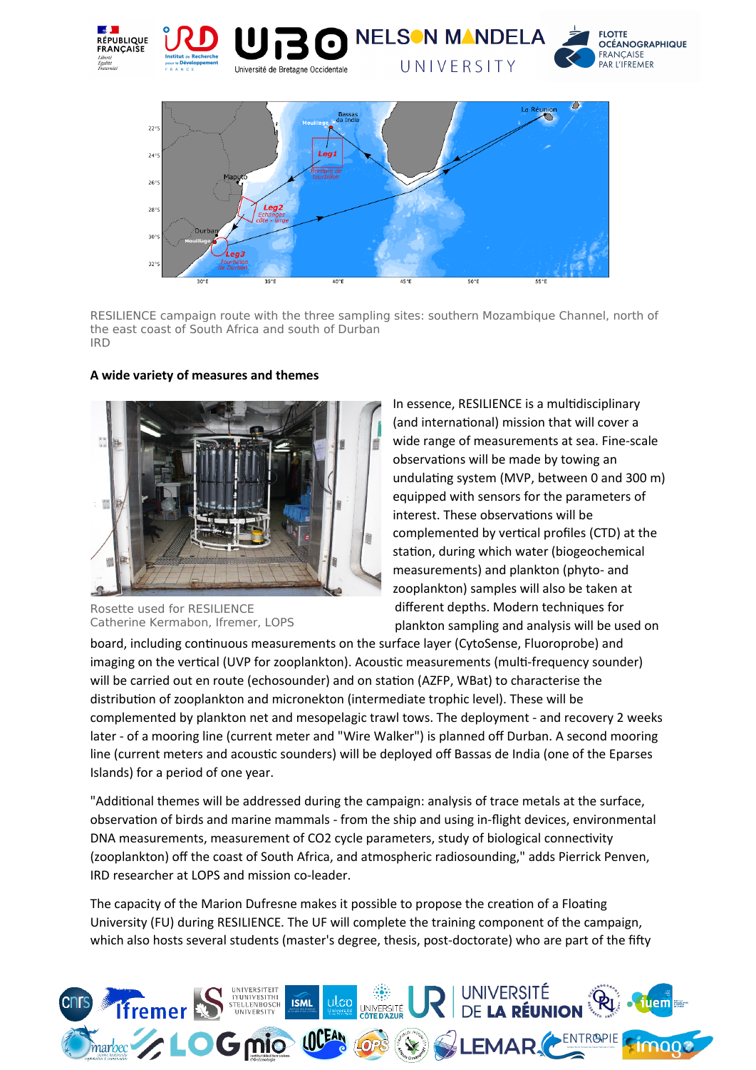RESILIENCE campaign route with the three sampling sites: southern Mozambique Channel, north of the east coast of South Africa and south of Durban
IRD

**A wide variety of measures and themes**

Rosette used for RESILIENCE
Catherine Kermabon, Ifremer, LOPS

In essence, RESILIENCE is a multidisciplinary (and international) mission that will cover a wide range of measurements at sea. Fine-scale observations will be made by towing an undulating system (MVP, between 0 and 300 m) equipped with sensors for the parameters of interest. These observations will be complemented by vertical profiles (CTD) at the station, during which water (biogeochemical measurements) and plankton (phyto- and zooplankton) samples will also be taken at different depths. Modern techniques for plankton sampling and analysis will be used on board, including continuous measurements on the surface layer (CytoSense, Fluoroprobe) and imaging on the vertical (UVP for zooplankton). Acoustic measurements (multi-frequency sounder) will be carried out en route (echosounder) and on station (AZFP, WBat) to characterise the distribution of zooplankton and micronekton (intermediate trophic level). These will be complemented by plankton net and mesopelagic trawl tows. The deployment - and recovery 2 weeks later - of a mooring line (current meter and "Wire Walker") is planned off Durban. A second mooring line (current meters and acoustic sounders) will be deployed off Bassas de India (one of the Eparses Islands) for a period of one year.

"Additional themes will be addressed during the campaign: analysis of trace metals at the surface, observation of birds and marine mammals - from the ship and using in-flight devices, environmental DNA measurements, measurement of CO2 cycle parameters, study of biological connectivity (zooplankton) off the coast of South Africa, and atmospheric radiosounding," adds Pierrick Penven, IRD researcher at LOPS and mission co-leader.

The capacity of the Marion Dufresne makes it possible to propose the creation of a Floating University (FU) during RESILIENCE. The UF will complete the training component of the campaign, which also hosts several students (master's degree, thesis, post-doctorate) who are part of the fifty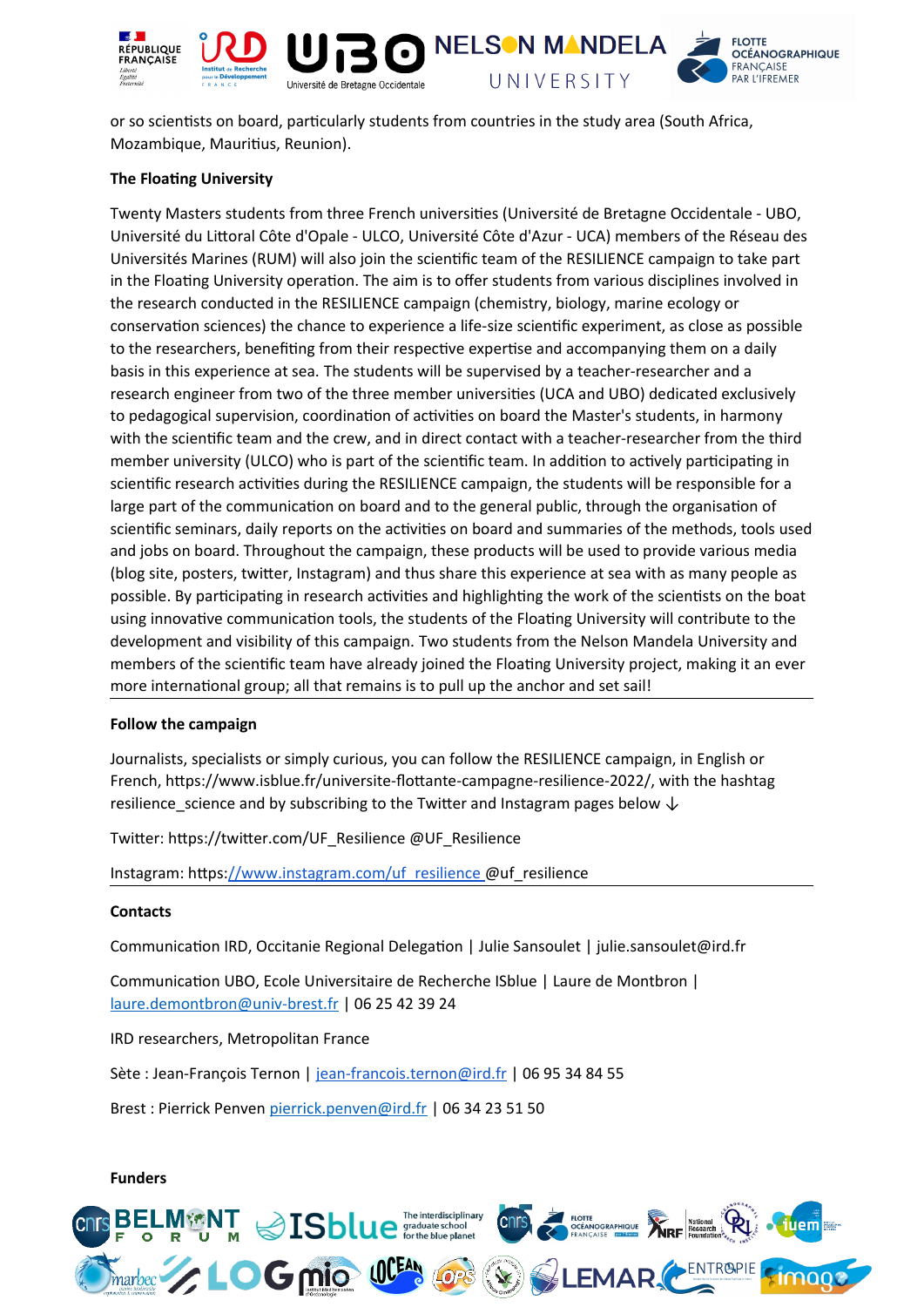or so scientists on board, particularly students from countries in the study area (South Africa, Mozambique, Mauritius, Reunion).

**The Floating University**

Twenty Masters students from three French universities (Université de Bretagne Occidentale - UBO, Université du Littoral Côte d'Opale - ULCO, Université Côte d'Azur - UCA) members of the Réseau des Universités Marines (RUM) will also join the scientific team of the RESILIENCE campaign to take part in the Floating University operation. The aim is to offer students from various disciplines involved in the research conducted in the RESILIENCE campaign (chemistry, biology, marine ecology or conservation sciences) the chance to experience a life-size scientific experiment, as close as possible to the researchers, benefiting from their respective expertise and accompanying them on a daily basis in this experience at sea. The students will be supervised by a teacher-researcher and a research engineer from two of the three member universities (UCA and UBO) dedicated exclusively to pedagogical supervision, coordination of activities on board the Master's students, in harmony with the scientific team and the crew, and in direct contact with a teacher-researcher from the third member university (ULCO) who is part of the scientific team. In addition to actively participating in scientific research activities during the RESILIENCE campaign, the students will be responsible for a large part of the communication on board and to the general public, through the organisation of scientific seminars, daily reports on the activities on board and summaries of the methods, tools used and jobs on board. Throughout the campaign, these products will be used to provide various media (blog site, posters, twitter, Instagram) and thus share this experience at sea with as many people as possible. By participating in research activities and highlighting the work of the scientists on the boat using innovative communication tools, the students of the Floating University will contribute to the development and visibility of this campaign. Two students from the Nelson Mandela University and members of the scientific team have already joined the Floating University project, making it an ever more international group; all that remains is to pull up the anchor and set sail!

**Follow the campaign**

Journalists, specialists or simply curious, you can follow the RESILIENCE campaign, in English or French, https://www.isblue.fr/universite-flottante-campagne-resilience-2022/, with the hashtag resilience_science and by subscribing to the Twitter and Instagram pages below ↓

Twitter: https://twitter.com/UF_Resilience @UF_Resilience

Instagram: https://www.instagram.com/uf_resilience @uf_resilience

**Contacts**

Communication IRD, Occitanie Regional Delegation | Julie Sansoulet | julie.sansoulet@ird.fr

Communication UBO, Ecole Universitaire de Recherche ISblue | Laure de Montbron | laure.demontbron@univ-brest.fr | 06 25 42 39 24

IRD researchers, Metropolitan France

Sète : Jean-François Ternon | jean-francois.ternon@ird.fr | 06 95 34 84 55

Brest : Pierrick Penven pierrick.penven@ird.fr | 06 34 23 51 50

**Funders**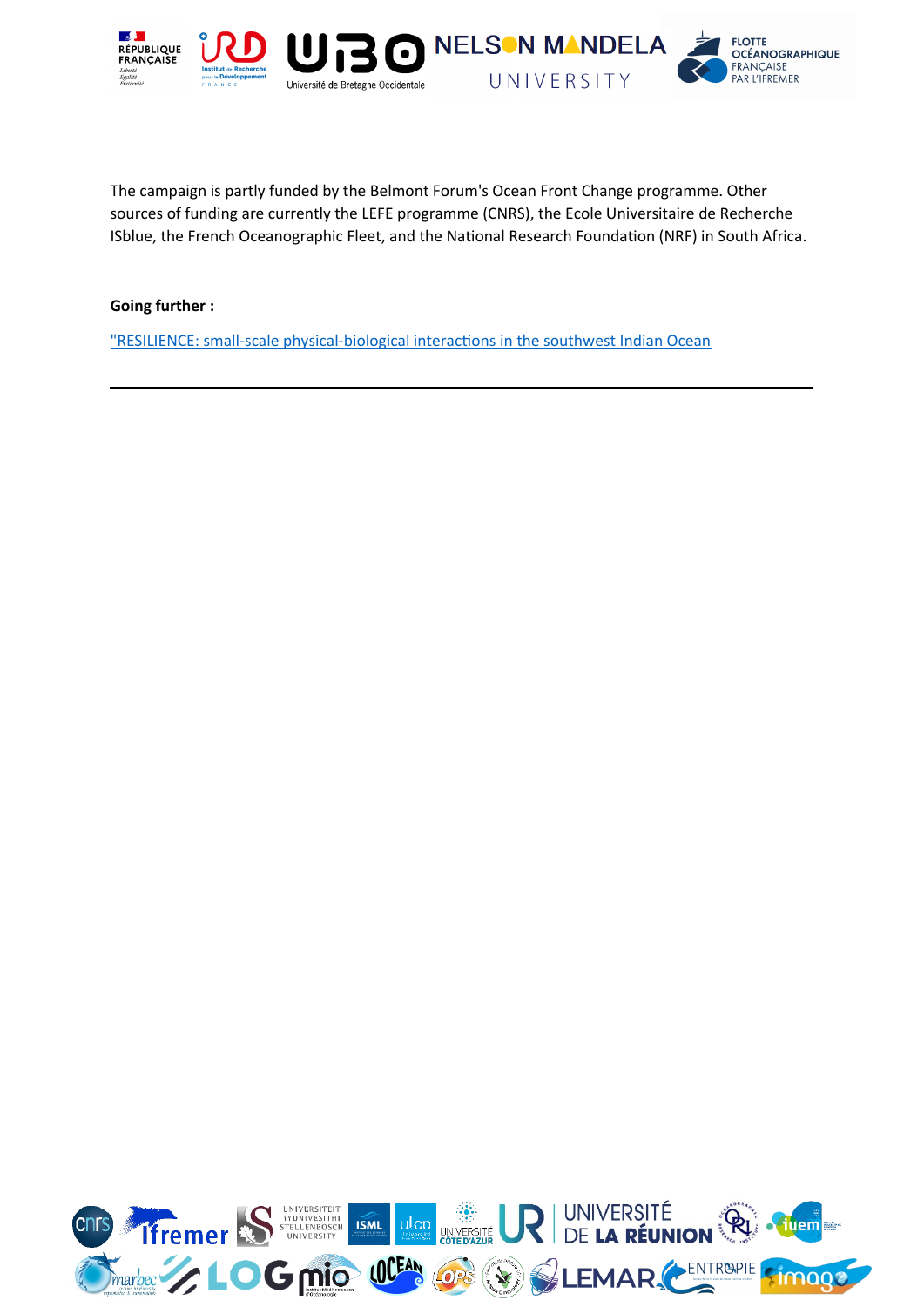The campaign is partly funded by the Belmont Forum's Ocean Front Change programme. Other sources of funding are currently the LEFE programme (CNRS), the Ecole Universitaire de Recherche ISblue, the French Oceanographic Fleet, and the National Research Foundation (NRF) in South Africa.

**Going further :**

"RESILIENCE: small-scale physical-biological interactions in the southwest Indian Ocean

---